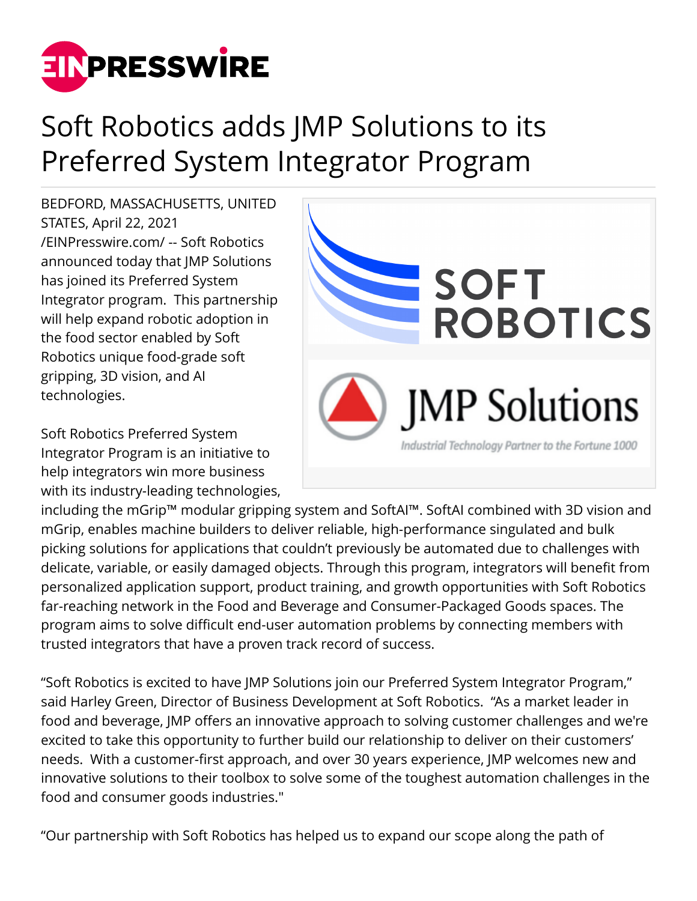# Soft Robotics adds JMP Solutions to its Preferred System Integrator Program

BEDFORD, MASSACHUSETTS, UNITED STATES, April 22, 2021 /EINPresswire.com/ -- Soft Robotics announced today that JMP Solutions has joined its Preferred System Integrator program. This partnership will help expand robotic adoption in the food sector enabled by Soft Robotics unique food-grade soft gripping, 3D vision, and AI technologies.

Soft Robotics Preferred System Integrator Program is an initiative to help integrators win more business with its industry-leading technologies, including the mGrip™ modular gripping system and SoftAI™. SoftAI combined with 3D vision and mGrip, enables machine builders to deliver reliable, high-performance singulated and bulk picking solutions for applications that couldn't previously be automated due to challenges with delicate, variable, or easily damaged objects. Through this program, integrators will benefit from personalized application support, product training, and growth opportunities with Soft Robotics far-reaching network in the Food and Beverage and Consumer-Packaged Goods spaces. The program aims to solve difficult end-user automation problems by connecting members with trusted integrators that have a proven track record of success.

"Soft Robotics is excited to have JMP Solutions join our Preferred System Integrator Program," said Harley Green, Director of Business Development at Soft Robotics. "As a market leader in food and beverage, JMP offers an innovative approach to solving customer challenges and we're excited to take this opportunity to further build our relationship to deliver on their customers' needs. With a customer-first approach, and over 30 years experience, JMP welcomes new and innovative solutions to their toolbox to solve some of the toughest automation challenges in the food and consumer goods industries."

"Our partnership with Soft Robotics has helped us to expand our scope along the path of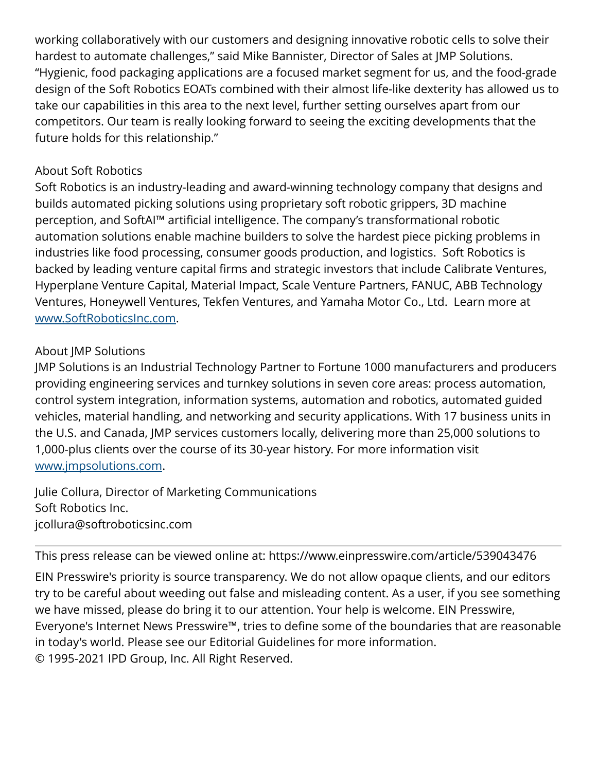working collaboratively with our customers and designing innovative robotic cells to solve their hardest to automate challenges," said Mike Bannister, Director of Sales at JMP Solutions. "Hygienic, food packaging applications are a focused market segment for us, and the food-grade design of the Soft Robotics EOATs combined with their almost life-like dexterity has allowed us to take our capabilities in this area to the next level, further setting ourselves apart from our competitors. Our team is really looking forward to seeing the exciting developments that the future holds for this relationship."

About Soft Robotics
Soft Robotics is an industry-leading and award-winning technology company that designs and builds automated picking solutions using proprietary soft robotic grippers, 3D machine perception, and SoftAI™ artificial intelligence. The company's transformational robotic automation solutions enable machine builders to solve the hardest piece picking problems in industries like food processing, consumer goods production, and logistics. Soft Robotics is backed by leading venture capital firms and strategic investors that include Calibrate Ventures, Hyperplane Venture Capital, Material Impact, Scale Venture Partners, FANUC, ABB Technology Ventures, Honeywell Ventures, Tekfen Ventures, and Yamaha Motor Co., Ltd. Learn more at www.SoftRoboticsInc.com.

About JMP Solutions
JMP Solutions is an Industrial Technology Partner to Fortune 1000 manufacturers and producers providing engineering services and turnkey solutions in seven core areas: process automation, control system integration, information systems, automation and robotics, automated guided vehicles, material handling, and networking and security applications. With 17 business units in the U.S. and Canada, JMP services customers locally, delivering more than 25,000 solutions to 1,000-plus clients over the course of its 30-year history. For more information visit www.jmpsolutions.com.

Julie Collura, Director of Marketing Communications
Soft Robotics Inc.
jcollura@softroboticsinc.com

---

This press release can be viewed online at: https://www.einpresswire.com/article/539043476

EIN Presswire's priority is source transparency. We do not allow opaque clients, and our editors try to be careful about weeding out false and misleading content. As a user, if you see something we have missed, please do bring it to our attention. Your help is welcome. EIN Presswire, Everyone's Internet News Presswire™, tries to define some of the boundaries that are reasonable in today's world. Please see our Editorial Guidelines for more information.
© 1995-2021 IPD Group, Inc. All Right Reserved.